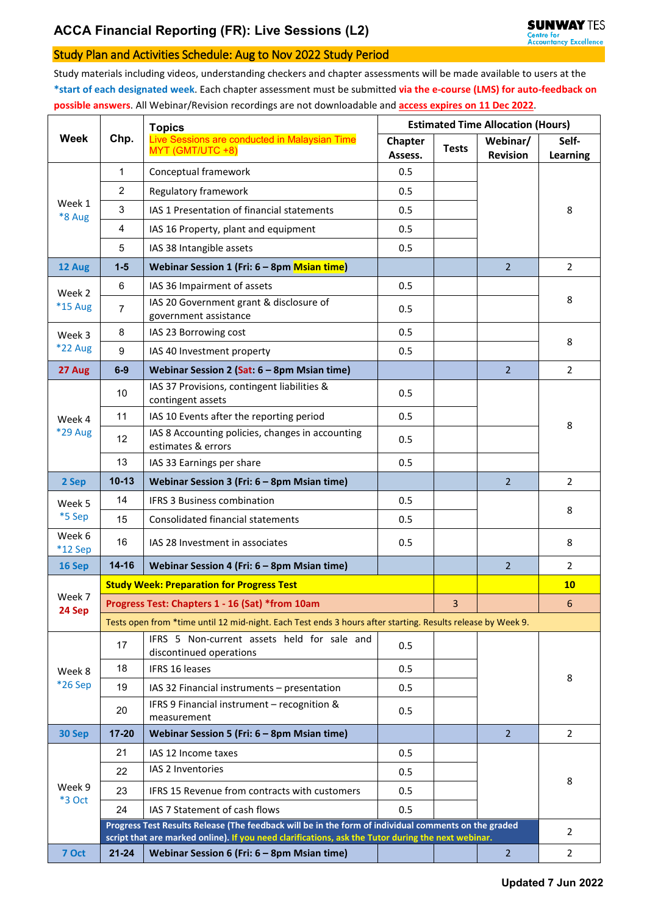# ACCA Financial Reporting (FR): Live Sessions (L2)

## Study Plan and Activities Schedule: Aug to Nov 2022 Study Period

Study materials including videos, understanding checkers and chapter assessments will be made available to users at the **\*start of each designated week**. Each chapter assessment must be submitted **via the e-course (LMS) for auto-feedback on possible answers**. All Webinar/Revision recordings are not downloadable and access expires on 11 Dec 2022.

| Week | Chp. | Topics<br>Live Sessions are conducted in Malaysian Time MYT (GMT/UTC +8) | Estimated Time Allocation (Hours) | | | |
|---|---|---|---|---|---|---|
| | | | Chapter Assess. | Tests | Webinar/ Revision | Self-Learning |
| Week 1 *8 Aug | 1 | Conceptual framework | 0.5 | | | 8 |
| | 2 | Regulatory framework | 0.5 | | | |
| | 3 | IAS 1 Presentation of financial statements | 0.5 | | | |
| | 4 | IAS 16 Property, plant and equipment | 0.5 | | | |
| | 5 | IAS 38 Intangible assets | 0.5 | | | |
| **12 Aug** | **1-5** | **Webinar Session 1 (Fri: 6 – 8pm Msian time)** | | | 2 | 2 |
| Week 2 *15 Aug | 6 | IAS 36 Impairment of assets | 0.5 | | | 8 |
| | 7 | IAS 20 Government grant & disclosure of government assistance | 0.5 | | | |
| Week 3 *22 Aug | 8 | IAS 23 Borrowing cost | 0.5 | | | 8 |
| | 9 | IAS 40 Investment property | 0.5 | | | |
| **27 Aug** | **6-9** | **Webinar Session 2 (Sat: 6 – 8pm Msian time)** | | | 2 | 2 |
| Week 4 *29 Aug | 10 | IAS 37 Provisions, contingent liabilities & contingent assets | 0.5 | | | 8 |
| | 11 | IAS 10 Events after the reporting period | 0.5 | | | |
| | 12 | IAS 8 Accounting policies, changes in accounting estimates & errors | 0.5 | | | |
| | 13 | IAS 33 Earnings per share | 0.5 | | | |
| **2 Sep** | **10-13** | **Webinar Session 3 (Fri: 6 – 8pm Msian time)** | | | 2 | 2 |
| Week 5 *5 Sep | 14 | IFRS 3 Business combination | 0.5 | | | 8 |
| | 15 | Consolidated financial statements | 0.5 | | | |
| Week 6 *12 Sep | 16 | IAS 28 Investment in associates | 0.5 | | | 8 |
| **16 Sep** | **14-16** | **Webinar Session 4 (Fri: 6 – 8pm Msian time)** | | | 2 | 2 |
| Week 7 **24 Sep** | | **Study Week: Preparation for Progress Test** | | | | **10** |
| | | **Progress Test: Chapters 1 - 16 (Sat) *from 10am** | | 3 | | 6 |
| | | Tests open from *time until 12 mid-night. Each Test ends 3 hours after starting. Results release by Week 9. | | | | |
| Week 8 *26 Sep | 17 | IFRS 5 Non-current assets held for sale and discontinued operations | 0.5 | | | 8 |
| | 18 | IFRS 16 leases | 0.5 | | | |
| | 19 | IAS 32 Financial instruments – presentation | 0.5 | | | |
| | 20 | IFRS 9 Financial instrument – recognition & measurement | 0.5 | | | |
| **30 Sep** | **17-20** | **Webinar Session 5 (Fri: 6 – 8pm Msian time)** | | | 2 | 2 |
| Week 9 *3 Oct | 21 | IAS 12 Income taxes | 0.5 | | | 8 |
| | 22 | IAS 2 Inventories | 0.5 | | | |
| | 23 | IFRS 15 Revenue from contracts with customers | 0.5 | | | |
| | 24 | IAS 7 Statement of cash flows | 0.5 | | | |
| | | **Progress Test Results Release (The feedback will be in the form of individual comments on the graded script that are marked online). If you need clarifications, ask the Tutor during the next webinar.** | | | | 2 |
| **7 Oct** | **21-24** | **Webinar Session 6 (Fri: 6 – 8pm Msian time)** | | | 2 | 2 |

**Updated 7 Jun 2022**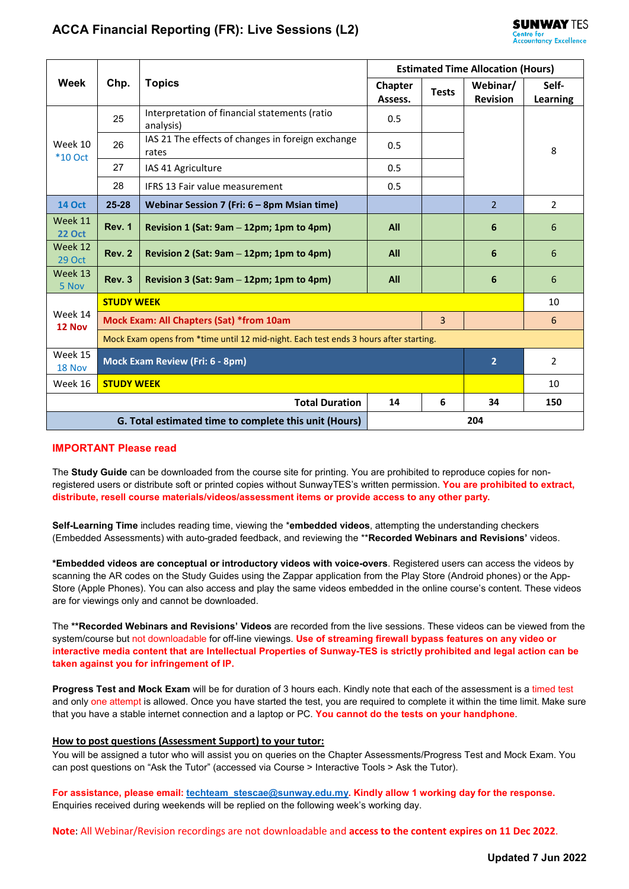# ACCA Financial Reporting (FR): Live Sessions (L2)

SUNWAY TES Centre for Accountancy Excellence

| Week | Chp. | Topics | Estimated Time Allocation (Hours) | | | |
|---|---|---|---|---|---|---|
| | | | Chapter Assess. | Tests | Webinar/ Revision | Self-Learning |
| Week 10 *10 Oct | 25 | Interpretation of financial statements (ratio analysis) | 0.5 | | | 8 |
| | 26 | IAS 21 The effects of changes in foreign exchange rates | 0.5 | | | |
| | 27 | IAS 41 Agriculture | 0.5 | | | |
| | 28 | IFRS 13 Fair value measurement | 0.5 | | | |
| 14 Oct | 25-28 | **Webinar Session 7 (Fri: 6 – 8pm Msian time)** | | | 2 | 2 |
| Week 11 22 Oct | **Rev. 1** | **Revision 1 (Sat: 9am – 12pm; 1pm to 4pm)** | **All** | | **6** | 6 |
| Week 12 29 Oct | **Rev. 2** | **Revision 2 (Sat: 9am – 12pm; 1pm to 4pm)** | **All** | | **6** | 6 |
| Week 13 5 Nov | **Rev. 3** | **Revision 3 (Sat: 9am – 12pm; 1pm to 4pm)** | **All** | | **6** | 6 |
| Week 14 12 Nov | **STUDY WEEK** | | | | | 10 |
| | **Mock Exam: All Chapters (Sat) *from 10am** | | | 3 | | 6 |
| | Mock Exam opens from *time until 12 mid-night. Each test ends 3 hours after starting. | | | | | |
| Week 15 18 Nov | **Mock Exam Review (Fri: 6 - 8pm)** | | | | **2** | 2 |
| Week 16 | **STUDY WEEK** | | | | | 10 |
| | | **Total Duration** | **14** | **6** | **34** | **150** |
| | | **G. Total estimated time to complete this unit (Hours)** | **204** | | | |

## IMPORTANT Please read

The **Study Guide** can be downloaded from the course site for printing. You are prohibited to reproduce copies for non-registered users or distribute soft or printed copies without SunwayTES's written permission. **You are prohibited to extract, distribute, resell course materials/videos/assessment items or provide access to any other party.**

**Self-Learning Time** includes reading time, viewing the ***embedded videos**, attempting the understanding checkers (Embedded Assessments) with auto-graded feedback, and reviewing the ****Recorded Webinars and Revisions'** videos.

***Embedded videos are conceptual or introductory videos with voice-overs**. Registered users can access the videos by scanning the AR codes on the Study Guides using the Zappar application from the Play Store (Android phones) or the App-Store (Apple Phones). You can also access and play the same videos embedded in the online course's content. These videos are for viewings only and cannot be downloaded.

The ****Recorded Webinars and Revisions' Videos** are recorded from the live sessions. These videos can be viewed from the system/course but not downloadable for off-line viewings. **Use of streaming firewall bypass features on any video or interactive media content that are Intellectual Properties of Sunway-TES is strictly prohibited and legal action can be taken against you for infringement of IP.**

**Progress Test and Mock Exam** will be for duration of 3 hours each. Kindly note that each of the assessment is a timed test and only one attempt is allowed. Once you have started the test, you are required to complete it within the time limit. Make sure that you have a stable internet connection and a laptop or PC. **You cannot do the tests on your handphone**.

**How to post questions (Assessment Support) to your tutor:**

You will be assigned a tutor who will assist you on queries on the Chapter Assessments/Progress Test and Mock Exam. You can post questions on "Ask the Tutor" (accessed via Course > Interactive Tools > Ask the Tutor).

**For assistance, please email: techteam_stescae@sunway.edu.my. Kindly allow 1 working day for the response.** Enquiries received during weekends will be replied on the following week's working day.

**Note**: All Webinar/Revision recordings are not downloadable and **access to the content expires on 11 Dec 2022**.

**Updated 7 Jun 2022**